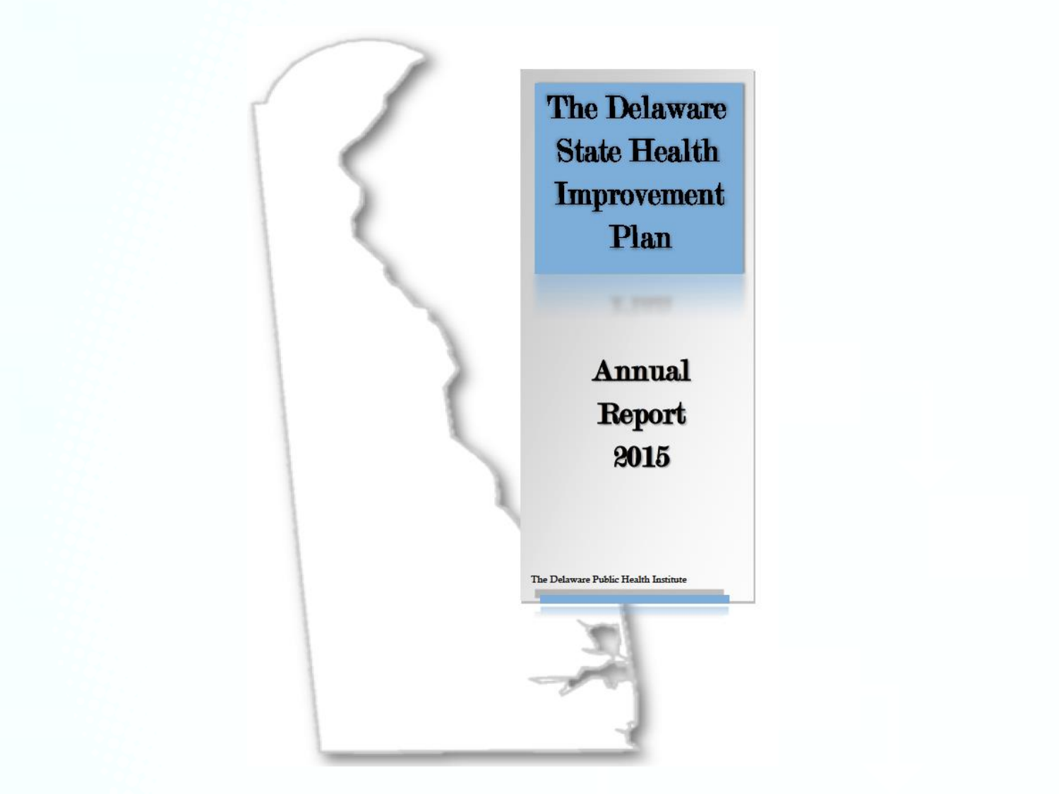# The Delaware State Health Improvement Plan

## Annual Report 2015

The Delaware Public Health Institute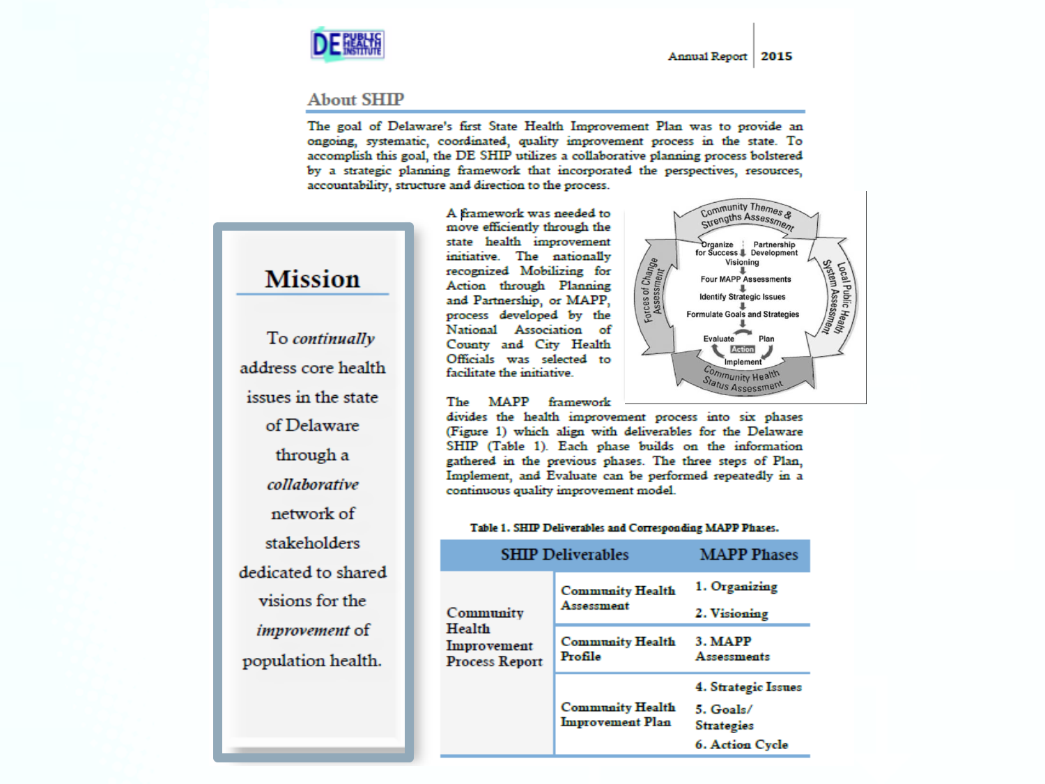## About SHIP

The goal of Delaware's first State Health Improvement Plan was to provide an ongoing, systematic, coordinated, quality improvement process in the state. To accomplish this goal, the DE SHIP utilizes a collaborative planning process bolstered by a strategic planning framework that incorporated the perspectives, resources, accountability, structure and direction to the process.

### Mission

To *continually* address core health issues in the state of Delaware through a *collaborative* network of stakeholders dedicated to shared visions for the *improvement* of population health.

A framework was needed to move efficiently through the state health improvement initiative. The nationally recognized Mobilizing for Action through Planning and Partnership, or MAPP, process developed by the National Association of County and City Health Officials was selected to facilitate the initiative.

The MAPP framework divides the health improvement process into six phases (Figure 1) which align with deliverables for the Delaware SHIP (Table 1). Each phase builds on the information gathered in the previous phases. The three steps of Plan, Implement, and Evaluate can be performed repeatedly in a continuous quality improvement model.

**Table 1. SHIP Deliverables and Corresponding MAPP Phases.**

| SHIP Deliverables | | MAPP Phases |
|---|---|---|
| Community Health Improvement Process Report | Community Health Assessment | 1. Organizing<br>2. Visioning |
| | Community Health Profile | 3. MAPP Assessments |
| | Community Health Improvement Plan | 4. Strategic Issues<br>5. Goals/ Strategies<br>6. Action Cycle |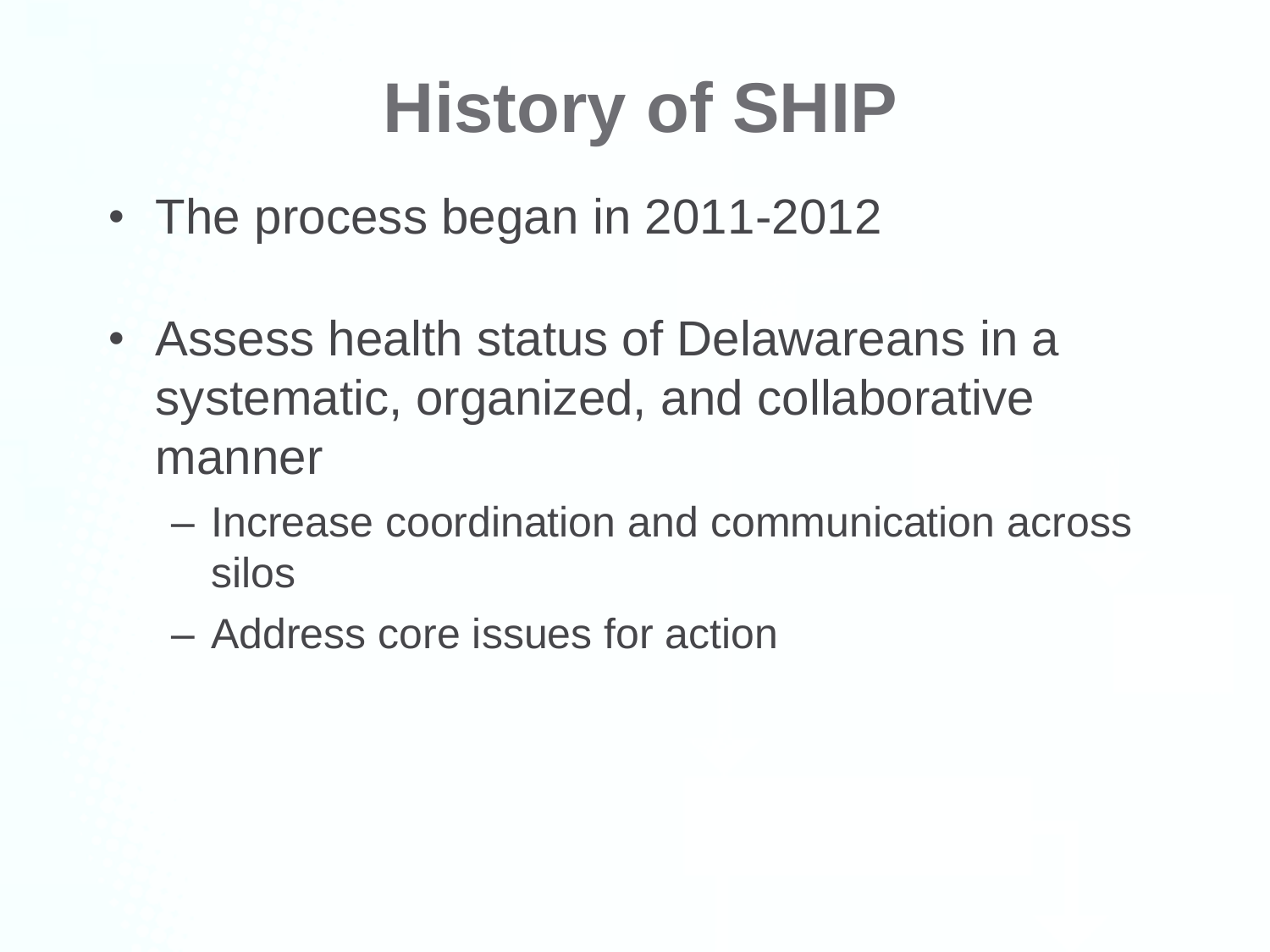# History of SHIP

- The process began in 2011-2012

- Assess health status of Delawareans in a systematic, organized, and collaborative manner
  - Increase coordination and communication across silos
  - Address core issues for action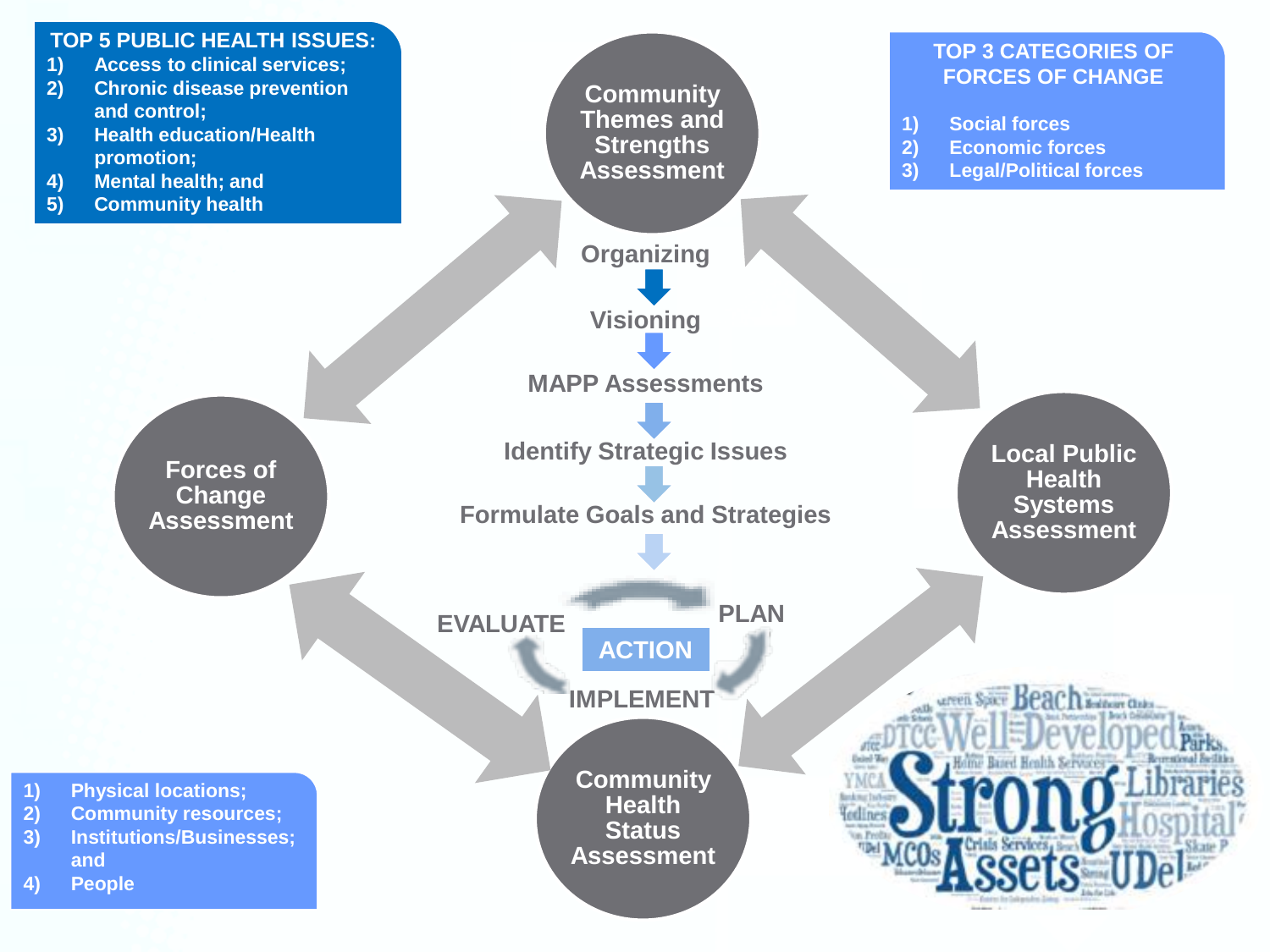**TOP 5 PUBLIC HEALTH ISSUES:**

1) Access to clinical services;
2) Chronic disease prevention and control;
3) Health education/Health promotion;
4) Mental health; and
5) Community health

**TOP 3 CATEGORIES OF FORCES OF CHANGE**

1) Social forces
2) Economic forces
3) Legal/Political forces

Community Themes and Strengths Assessment

Forces of Change Assessment

Local Public Health Systems Assessment

Community Health Status Assessment

Organizing

Visioning

MAPP Assessments

Identify Strategic Issues

Formulate Goals and Strategies

EVALUATE

PLAN

ACTION

IMPLEMENT

1) Physical locations;
2) Community resources;
3) Institutions/Businesses; and
4) People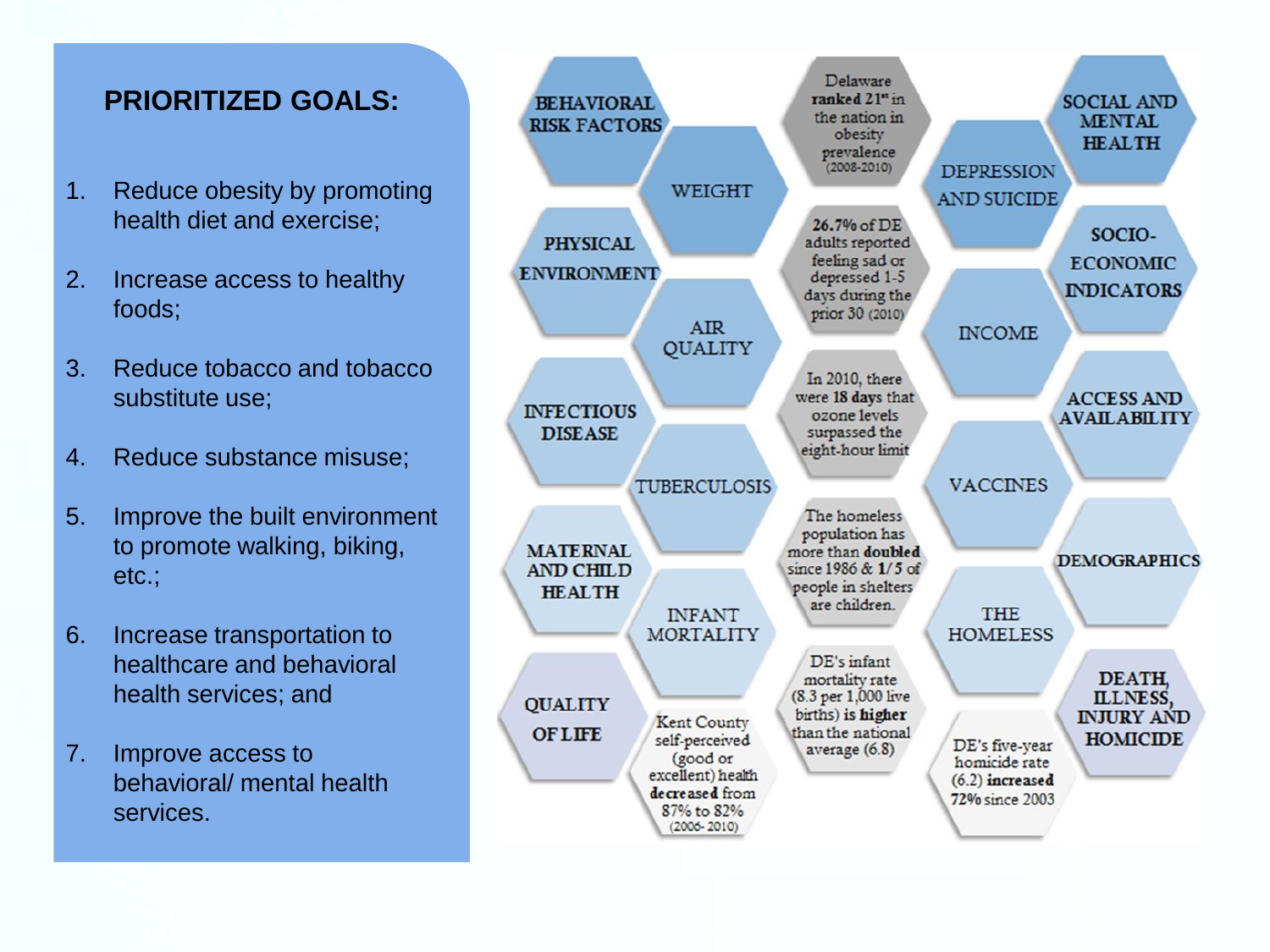## PRIORITIZED GOALS:

1. Reduce obesity by promoting health diet and exercise;
2. Increase access to healthy foods;
3. Reduce tobacco and tobacco substitute use;
4. Reduce substance misuse;
5. Improve the built environment to promote walking, biking, etc.;
6. Increase transportation to healthcare and behavioral health services; and
7. Improve access to behavioral/ mental health services.

BEHAVIORAL RISK FACTORS

WEIGHT

Delaware **ranked 21st** in the nation in obesity prevalence (2008-2010)

DEPRESSION AND SUICIDE

SOCIAL AND MENTAL HEALTH

PHYSICAL ENVIRONMENT

**26.7% of DE** adults reported feeling sad or depressed 1-5 days during the prior 30 (2010)

SOCIO-ECONOMIC INDICATORS

AIR QUALITY

INCOME

INFECTIOUS DISEASE

In 2010, there were **18 days** that ozone levels surpassed the eight-hour limit

ACCESS AND AVAILABILITY

TUBERCULOSIS

VACCINES

MATERNAL AND CHILD HEALTH

The homeless population has more than **doubled** since 1986 & **1/5** of people in shelters are children.

DEMOGRAPHICS

INFANT MORTALITY

THE HOMELESS

QUALITY OF LIFE

DE's infant mortality rate (8.3 per 1,000 live births) is **higher** than the national average (6.8)

DEATH, ILLNESS, INJURY AND HOMICIDE

Kent County self-perceived (good or excellent) health **decreased** from 87% to 82% (2006-2010)

DE's five-year homicide rate (6.2) **increased** 72% since 2003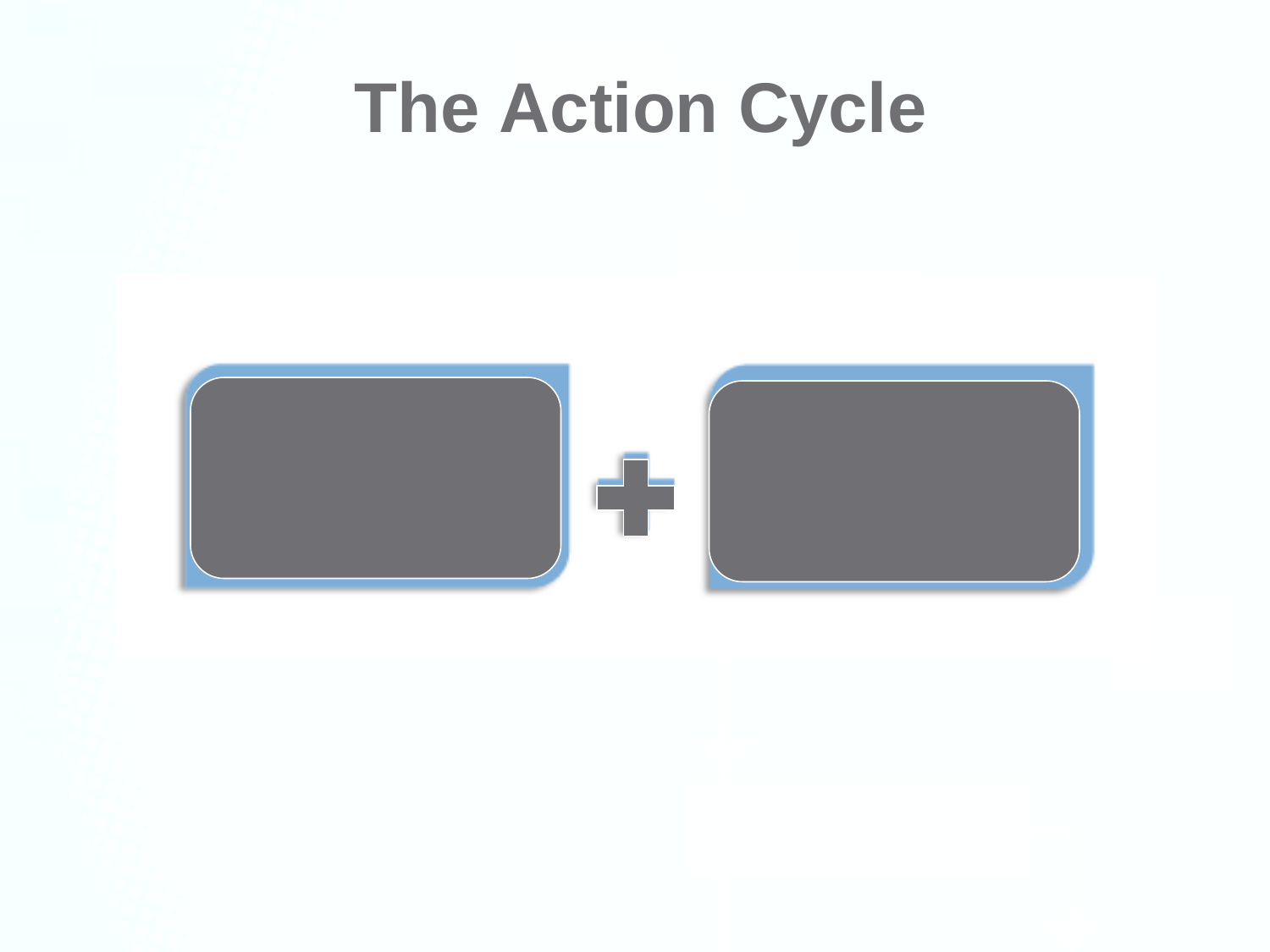# The Action Cycle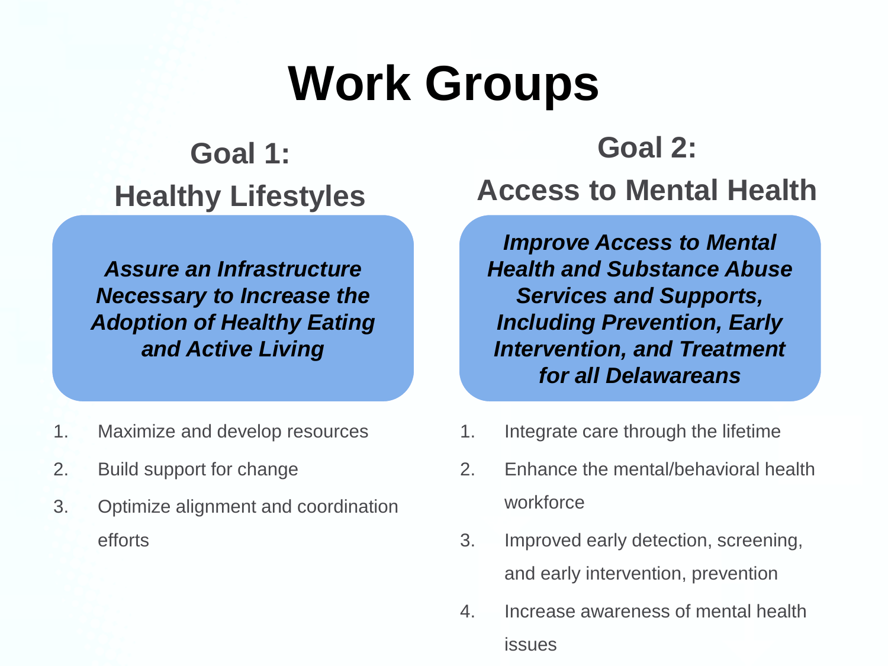# Work Groups

## Goal 1: Healthy Lifestyles

***Assure an Infrastructure Necessary to Increase the Adoption of Healthy Eating and Active Living***

1. Maximize and develop resources
2. Build support for change
3. Optimize alignment and coordination efforts

## Goal 2: Access to Mental Health

***Improve Access to Mental Health and Substance Abuse Services and Supports, Including Prevention, Early Intervention, and Treatment for all Delawareans***

1. Integrate care through the lifetime
2. Enhance the mental/behavioral health workforce
3. Improved early detection, screening, and early intervention, prevention
4. Increase awareness of mental health issues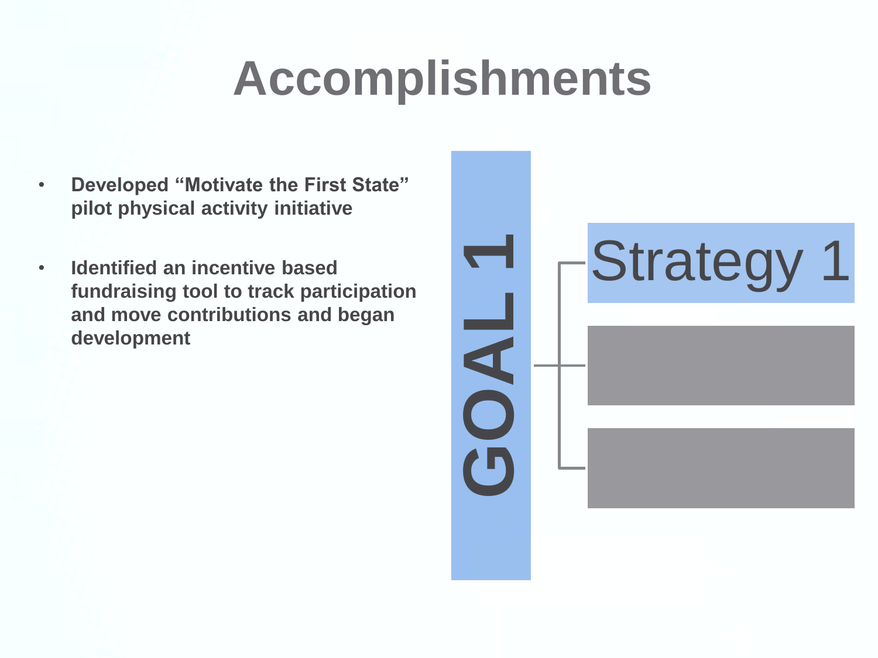# Accomplishments

- **Developed “Motivate the First State” pilot physical activity initiative**
- **Identified an incentive based fundraising tool to track participation and move contributions and began development**

GOAL 1

Strategy 1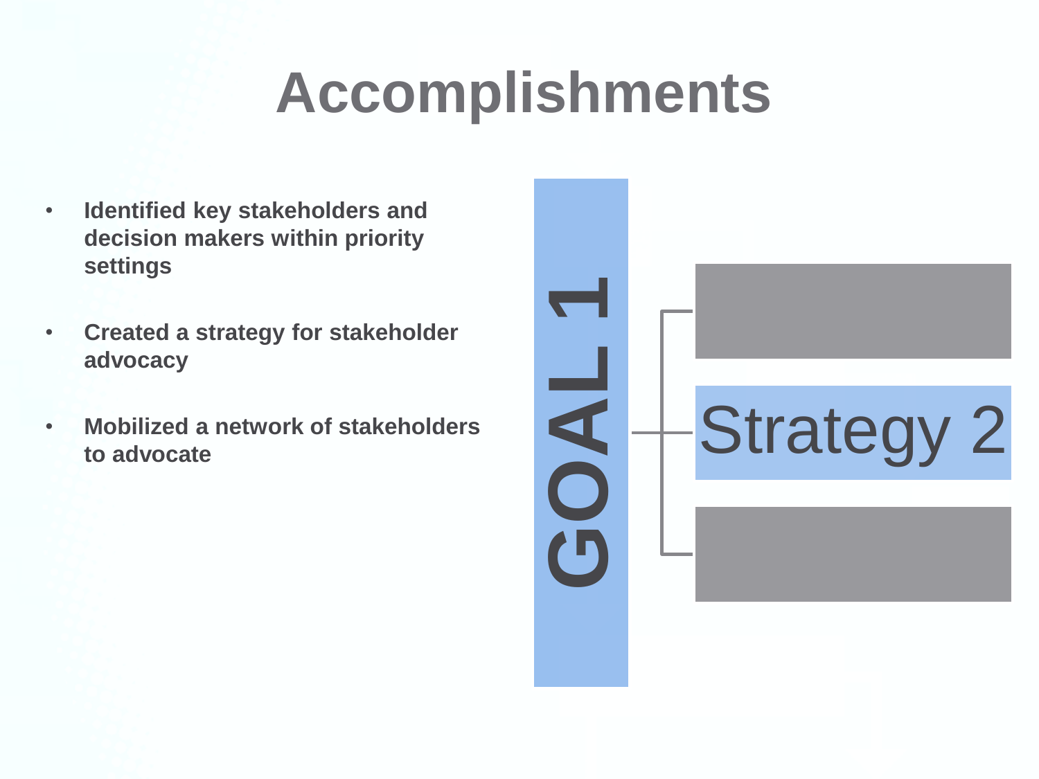# Accomplishments

- **Identified key stakeholders and decision makers within priority settings**
- **Created a strategy for stakeholder advocacy**
- **Mobilized a network of stakeholders to advocate**

GOAL 1

Strategy 2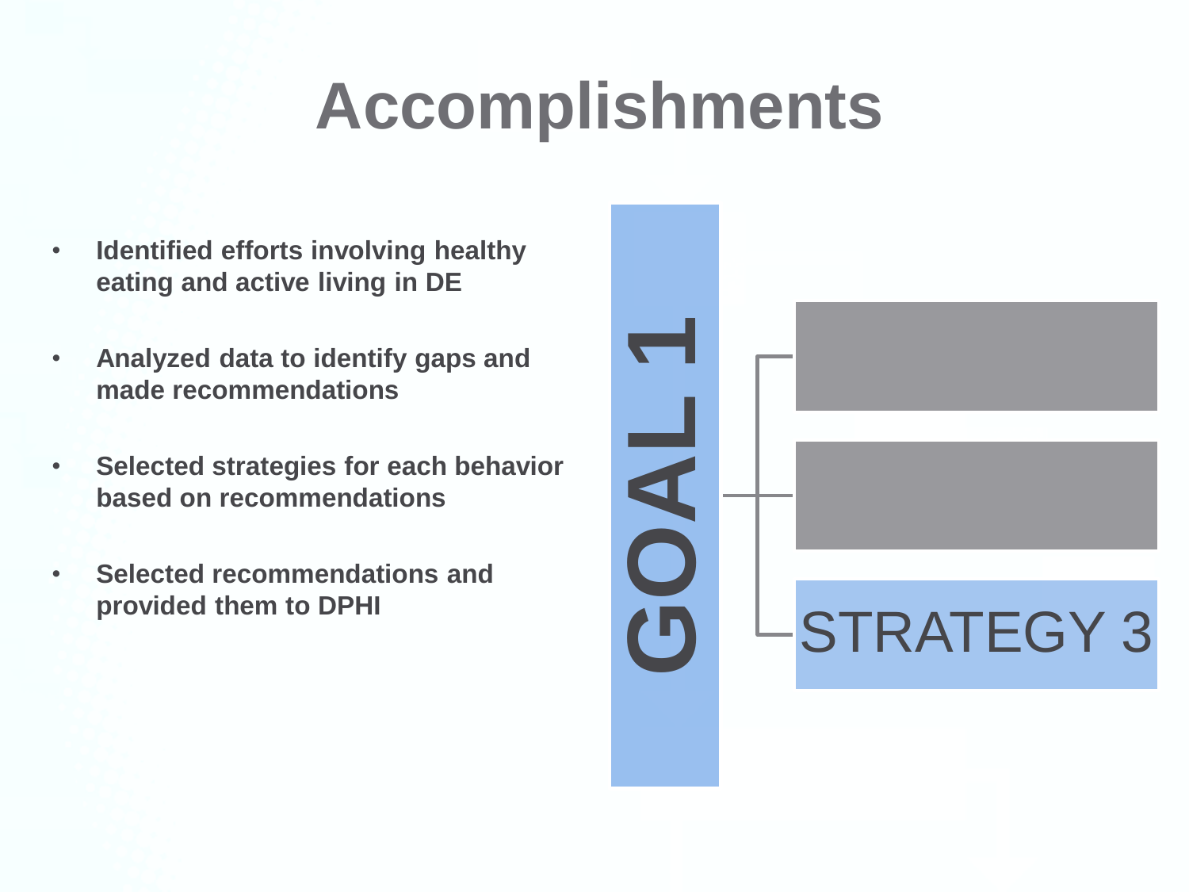# Accomplishments

- **Identified efforts involving healthy eating and active living in DE**
- **Analyzed data to identify gaps and made recommendations**
- **Selected strategies for each behavior based on recommendations**
- **Selected recommendations and provided them to DPHI**

**GOAL 1**

STRATEGY 3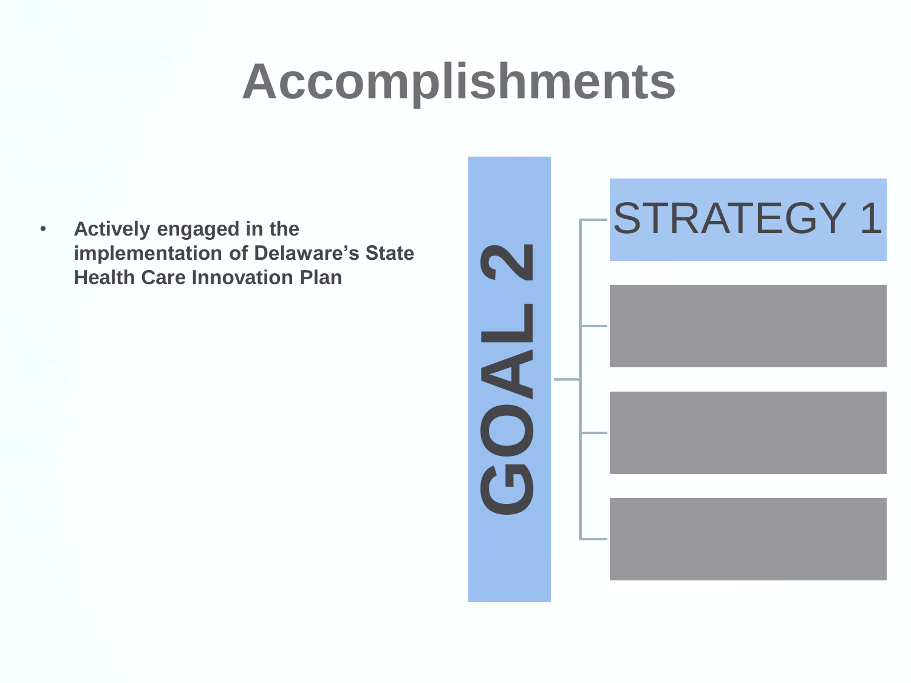# Accomplishments

- **Actively engaged in the implementation of Delaware's State Health Care Innovation Plan**

GOAL 2

STRATEGY 1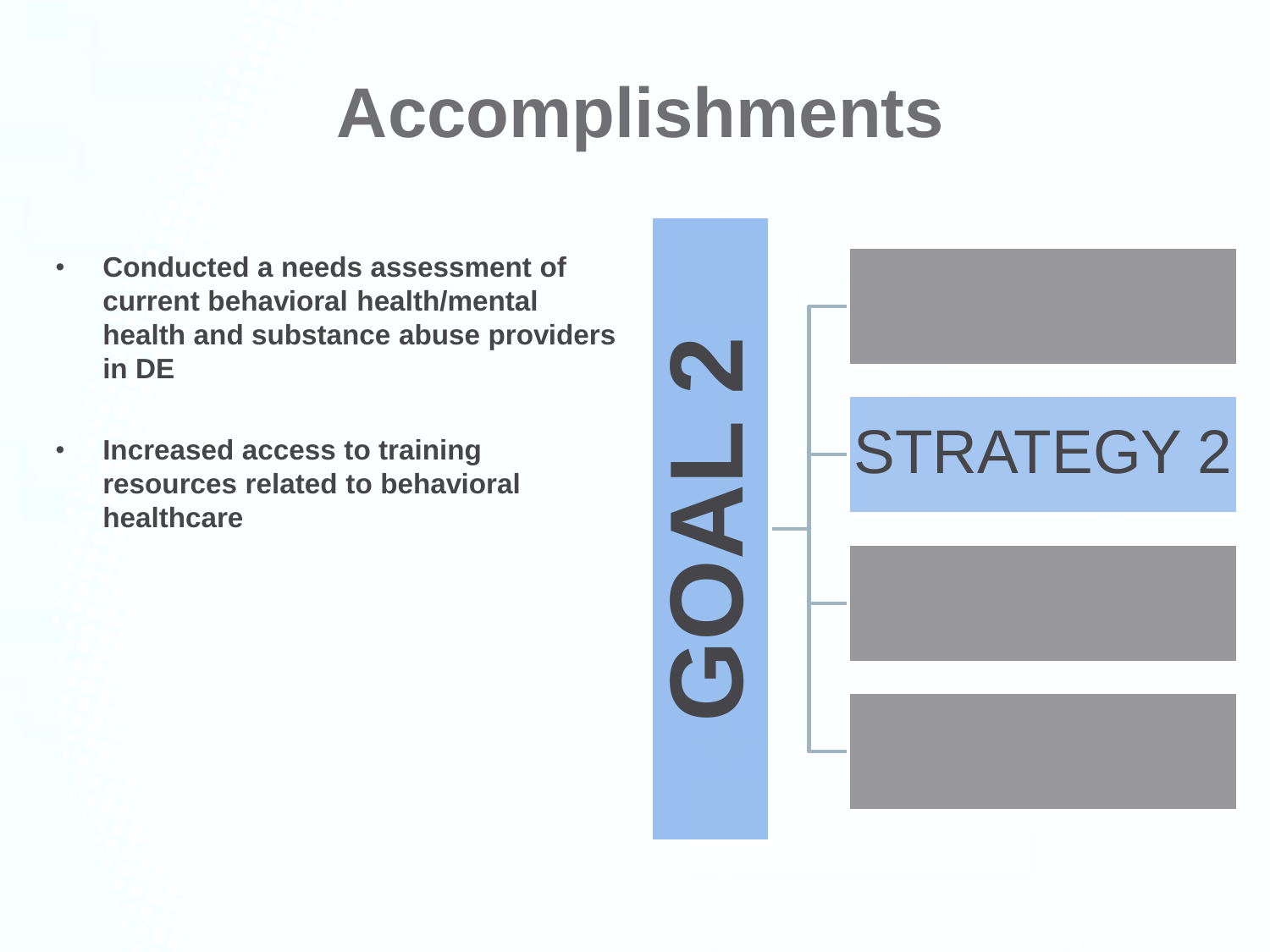# Accomplishments

- **Conducted a needs assessment of current behavioral health/mental health and substance abuse providers in DE**
- **Increased access to training resources related to behavioral healthcare**

GOAL 2

STRATEGY 2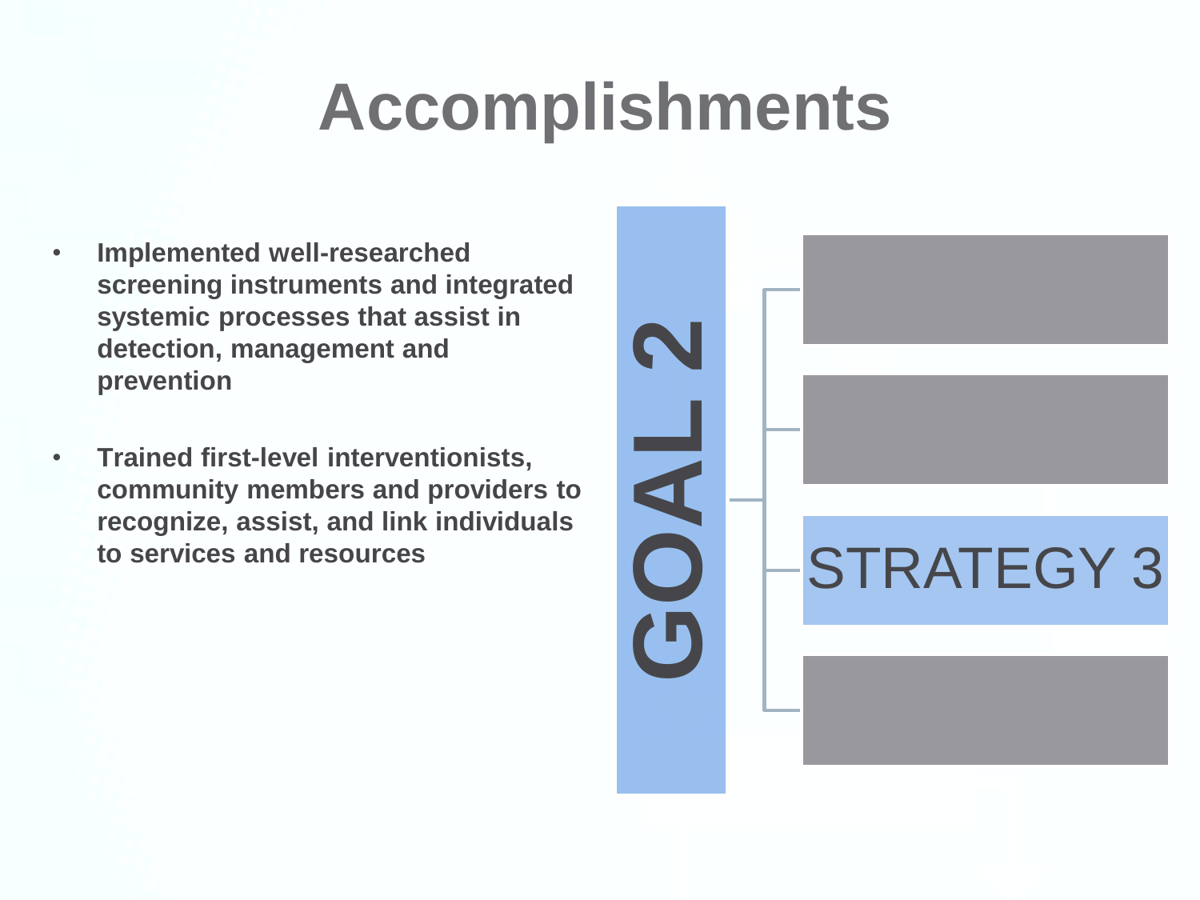# Accomplishments

- **Implemented well-researched screening instruments and integrated systemic processes that assist in detection, management and prevention**
- **Trained first-level interventionists, community members and providers to recognize, assist, and link individuals to services and resources**

**GOAL 2**

STRATEGY 3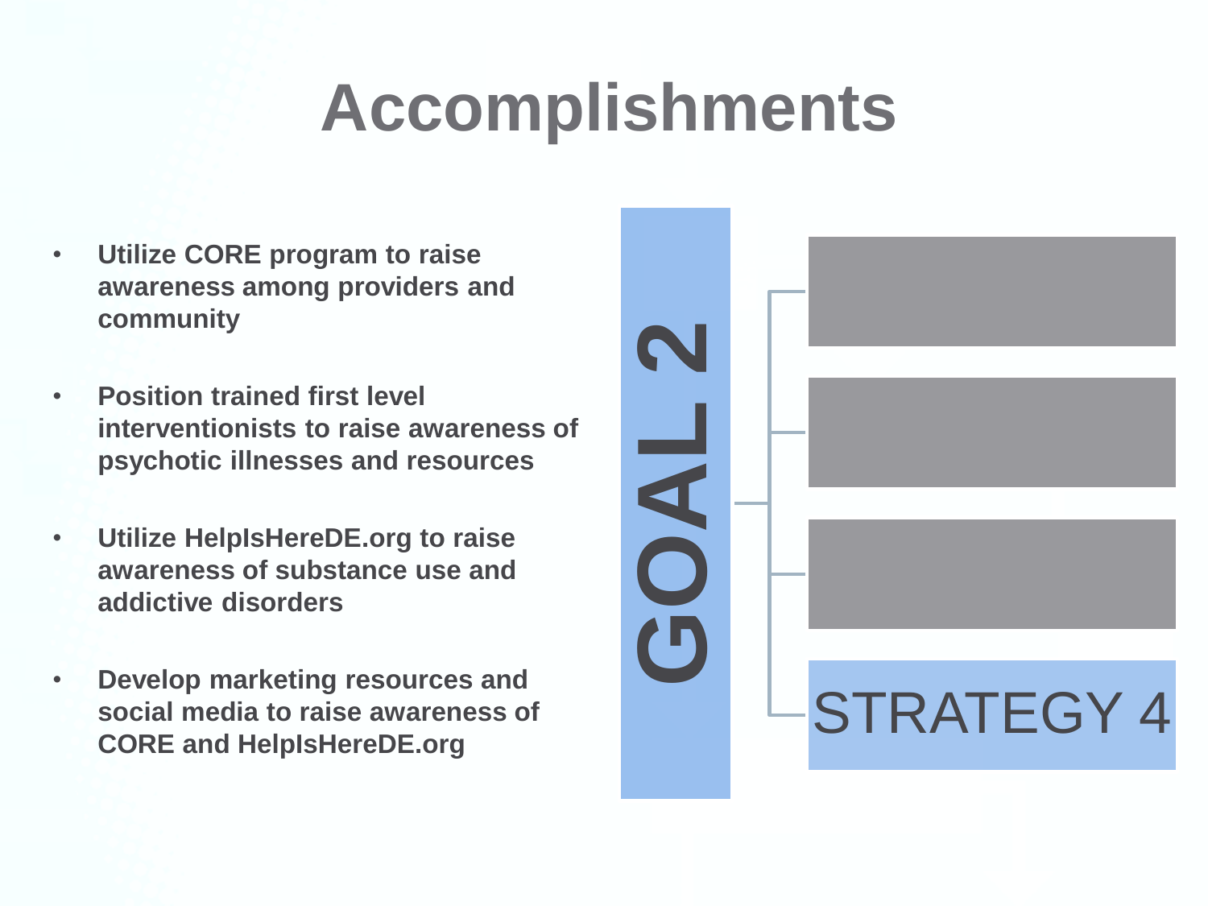# Accomplishments

- **Utilize CORE program to raise awareness among providers and community**
- **Position trained first level interventionists to raise awareness of psychotic illnesses and resources**
- **Utilize HelpIsHereDE.org to raise awareness of substance use and addictive disorders**
- **Develop marketing resources and social media to raise awareness of CORE and HelpIsHereDE.org**

GOAL 2

STRATEGY 4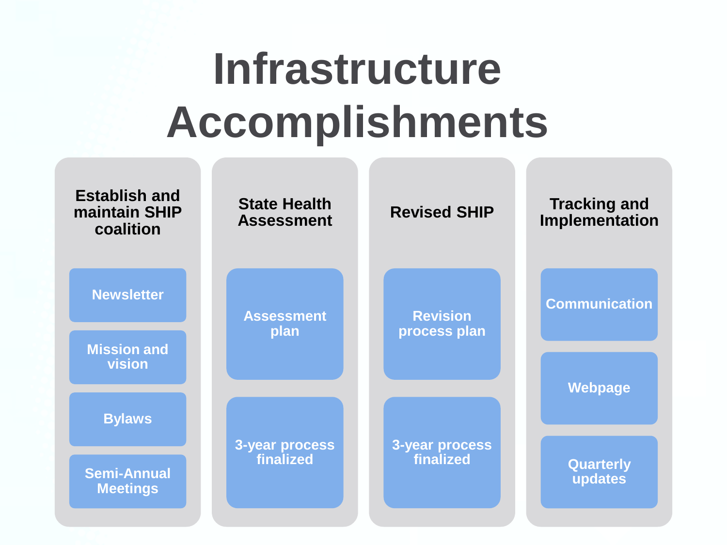# Infrastructure Accomplishments

## Establish and maintain SHIP coalition

- Newsletter
- Mission and vision
- Bylaws
- Semi-Annual Meetings

## State Health Assessment

- Assessment plan
- 3-year process finalized

## Revised SHIP

- Revision process plan
- 3-year process finalized

## Tracking and Implementation

- Communication
- Webpage
- Quarterly updates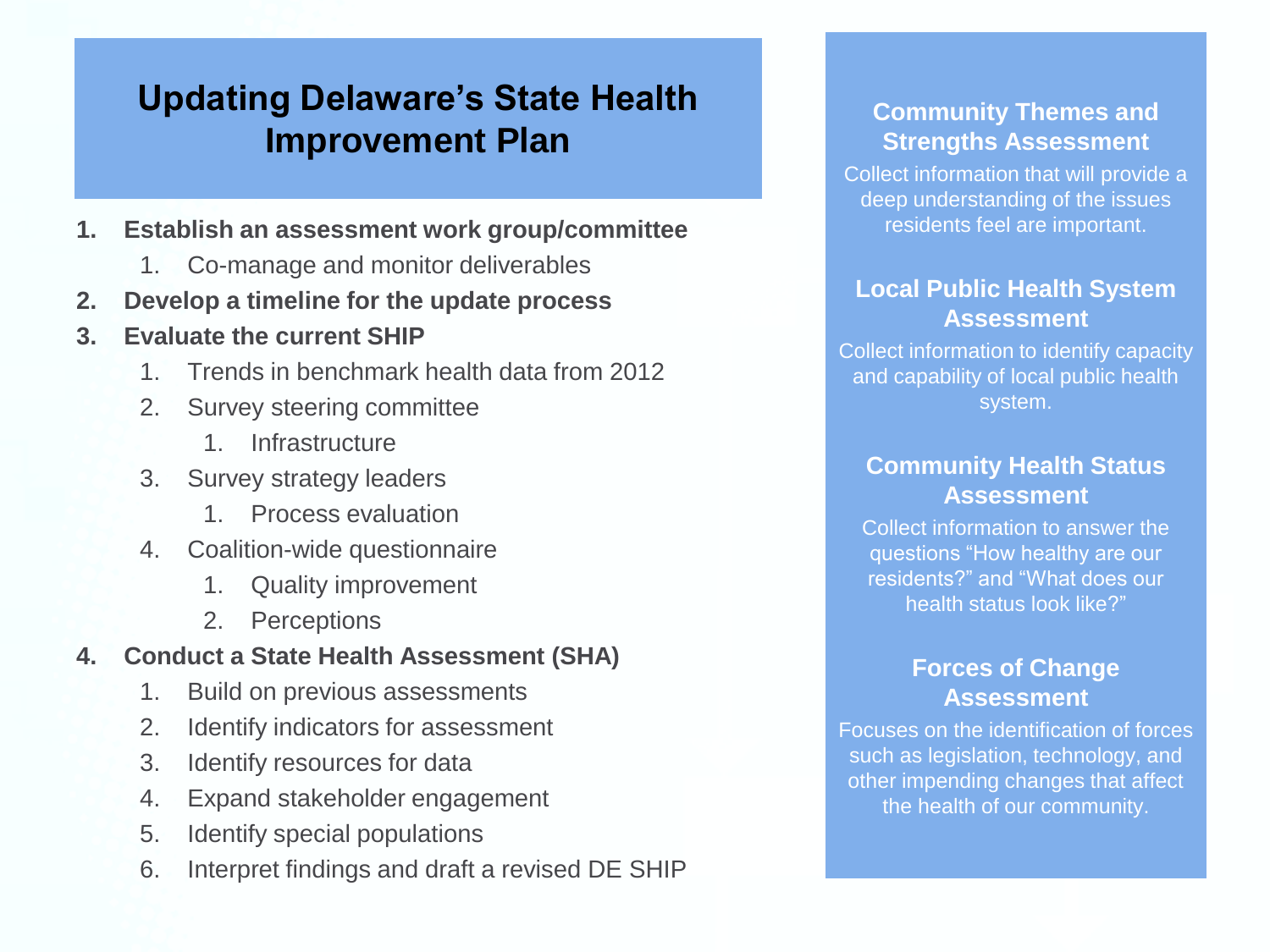# Updating Delaware's State Health Improvement Plan

1. **Establish an assessment work group/committee**
    1. Co-manage and monitor deliverables
2. **Develop a timeline for the update process**
3. **Evaluate the current SHIP**
    1. Trends in benchmark health data from 2012
    2. Survey steering committee
        1. Infrastructure
    3. Survey strategy leaders
        1. Process evaluation
    4. Coalition-wide questionnaire
        1. Quality improvement
        2. Perceptions
4. **Conduct a State Health Assessment (SHA)**
    1. Build on previous assessments
    2. Identify indicators for assessment
    3. Identify resources for data
    4. Expand stakeholder engagement
    5. Identify special populations
    6. Interpret findings and draft a revised DE SHIP

### Community Themes and Strengths Assessment

Collect information that will provide a deep understanding of the issues residents feel are important.

### Local Public Health System Assessment

Collect information to identify capacity and capability of local public health system.

### Community Health Status Assessment

Collect information to answer the questions "How healthy are our residents?" and "What does our health status look like?"

### Forces of Change Assessment

Focuses on the identification of forces such as legislation, technology, and other impending changes that affect the health of our community.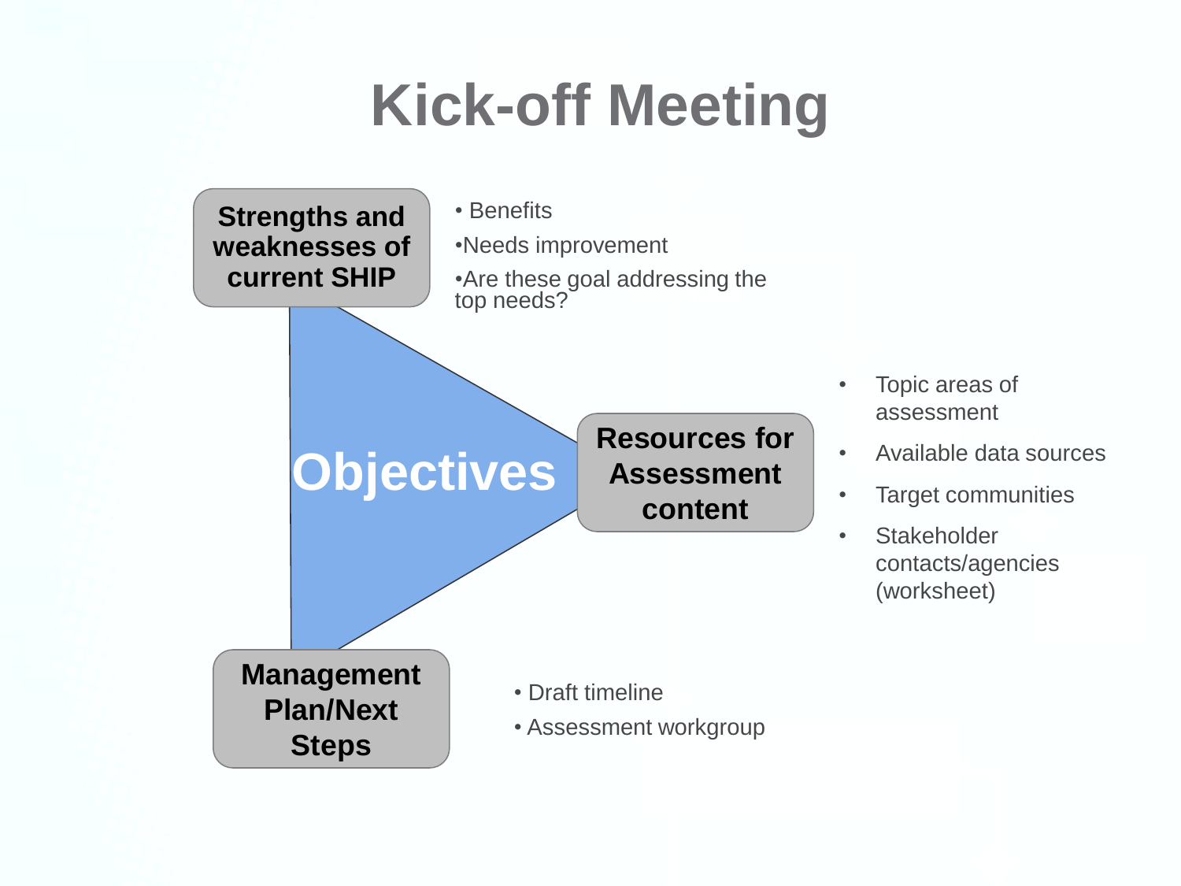# Kick-off Meeting

**Objectives**

### Strengths and weaknesses of current SHIP

- Benefits
- Needs improvement
- Are these goal addressing the top needs?

### Resources for Assessment content

- Topic areas of assessment
- Available data sources
- Target communities
- Stakeholder contacts/agencies (worksheet)

### Management Plan/Next Steps

- Draft timeline
- Assessment workgroup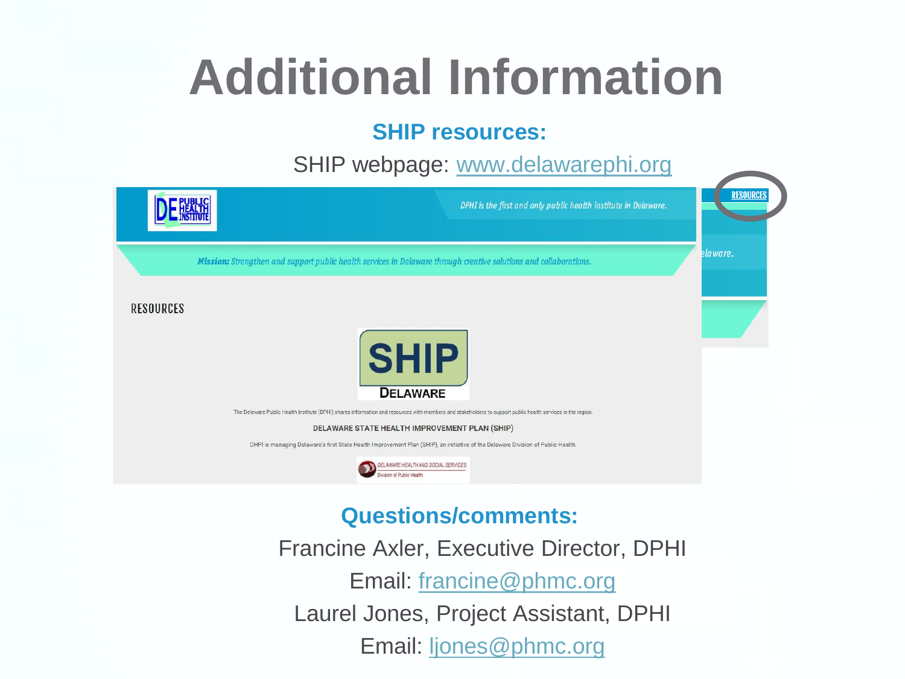# Additional Information

**SHIP resources:**

SHIP webpage: [www.delawarephi.org](http://www.delawarephi.org)

**Questions/comments:**

Francine Axler, Executive Director, DPHI

Email: [francine@phmc.org](mailto:francine@phmc.org)

Laurel Jones, Project Assistant, DPHI

Email: [ljones@phmc.org](mailto:ljones@phmc.org)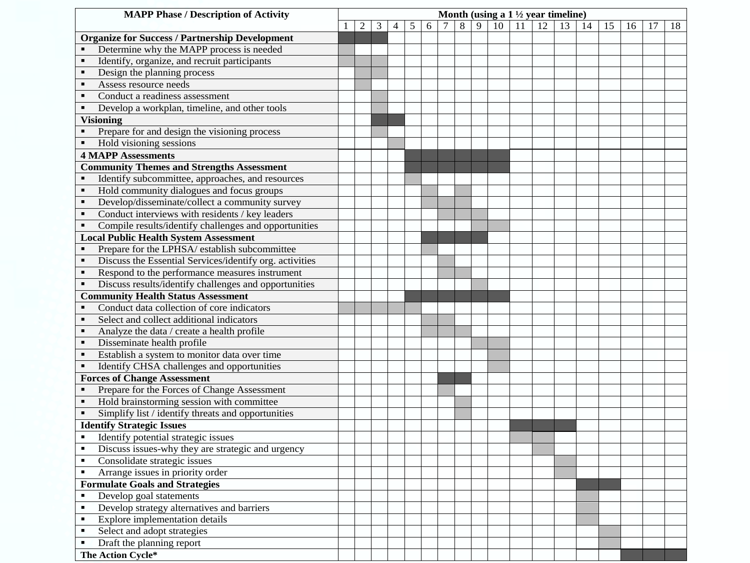| MAPP Phase / Description of Activity | Month (using a 1 ½ year timeline) | | | | | | | | | | | | | | | | | |
|---|---|---|---|---|---|---|---|---|---|---|---|---|---|---|---|---|---|---|
| | 1 | 2 | 3 | 4 | 5 | 6 | 7 | 8 | 9 | 10 | 11 | 12 | 13 | 14 | 15 | 16 | 17 | 18 |
| **Organize for Success / Partnership Development** | X | X | X | | | | | | | | | | | | | | | |
| ▪ Determine why the MAPP process is needed | X | | | | | | | | | | | | | | | | | |
| ▪ Identify, organize, and recruit participants | X | X | X | | | | | | | | | | | | | | | |
| ▪ Design the planning process | | X | X | | | | | | | | | | | | | | | |
| ▪ Assess resource needs | | X | | | | | | | | | | | | | | | | |
| ▪ Conduct a readiness assessment | | | X | | | | | | | | | | | | | | | |
| ▪ Develop a workplan, timeline, and other tools | | | X | | | | | | | | | | | | | | | |
| **Visioning** | | | X | X | | | | | | | | | | | | | | |
| ▪ Prepare for and design the visioning process | | | X | | | | | | | | | | | | | | | |
| ▪ Hold visioning sessions | | | | X | | | | | | | | | | | | | | |
| **4 MAPP Assessments** | | | | | X | X | X | X | X | X | | | | | | | | |
| **Community Themes and Strengths Assessment** | | | | | X | X | X | X | X | X | | | | | | | | |
| ▪ Identify subcommittee, approaches, and resources | | | | | X | | | | | | | | | | | | | |
| ▪ Hold community dialogues and focus groups | | | | | | X | | X | | | | | | | | | | |
| ▪ Develop/disseminate/collect a community survey | | | | | | X | X | X | | | | | | | | | | |
| ▪ Conduct interviews with residents / key leaders | | | | | | | X | X | X | | | | | | | | | |
| ▪ Compile results/identify challenges and opportunities | | | | | | | | | X | X | | | | | | | | |
| **Local Public Health System Assessment** | | | | | | X | X | X | X | | | | | | | | | |
| ▪ Prepare for the LPHSA/ establish subcommittee | | | | | | X | | | | | | | | | | | | |
| ▪ Discuss the Essential Services/identify org. activities | | | | | | | X | | | | | | | | | | | |
| ▪ Respond to the performance measures instrument | | | | | | | X | X | | | | | | | | | | |
| ▪ Discuss results/identify challenges and opportunities | | | | | | | | | X | | | | | | | | | |
| **Community Health Status Assessment** | | | | | X | X | X | X | X | X | | | | | | | | |
| ▪ Conduct data collection of core indicators | X | X | X | X | X | | | | | | | | | | | | | |
| ▪ Select and collect additional indicators | | | | | | X | X | | | | | | | | | | | |
| ▪ Analyze the data / create a health profile | | | | | | X | X | X | | | | | | | | | | |
| ▪ Disseminate health profile | | | | | | | | | X | X | | | | | | | | |
| ▪ Establish a system to monitor data over time | | | | | | | | | | X | | | | | | | | |
| ▪ Identify CHSA challenges and opportunities | | | | | | | | | | X | | | | | | | | |
| **Forces of Change Assessment** | | | | | | | X | X | | | | | | | | | | |
| ▪ Prepare for the Forces of Change Assessment | | | | | | | X | | | | | | | | | | | |
| ▪ Hold brainstorming session with committee | | | | | | | | X | | | | | | | | | | |
| ▪ Simplify list / identify threats and opportunities | | | | | | | | X | | | | | | | | | | |
| **Identify Strategic Issues** | | | | | | | | | | | X | X | X | | | | | |
| ▪ Identify potential strategic issues | | | | | | | | | | | X | X | | | | | | |
| ▪ Discuss issues-why they are strategic and urgency | | | | | | | | | | | | X | | | | | | |
| ▪ Consolidate strategic issues | | | | | | | | | | | | | X | | | | | |
| ▪ Arrange issues in priority order | | | | | | | | | | | | | X | | | | | |
| **Formulate Goals and Strategies** | | | | | | | | | | | | | | X | X | | | |
| ▪ Develop goal statements | | | | | | | | | | | | | | X | | | | |
| ▪ Develop strategy alternatives and barriers | | | | | | | | | | | | | | X | | | | |
| ▪ Explore implementation details | | | | | | | | | | | | | | X | | | | |
| ▪ Select and adopt strategies | | | | | | | | | | | | | | | X | | | |
| ▪ Draft the planning report | | | | | | | | | | | | | | | X | | | |
| **The Action Cycle*** | | | | | | | | | | | | | | | | X | X | X |